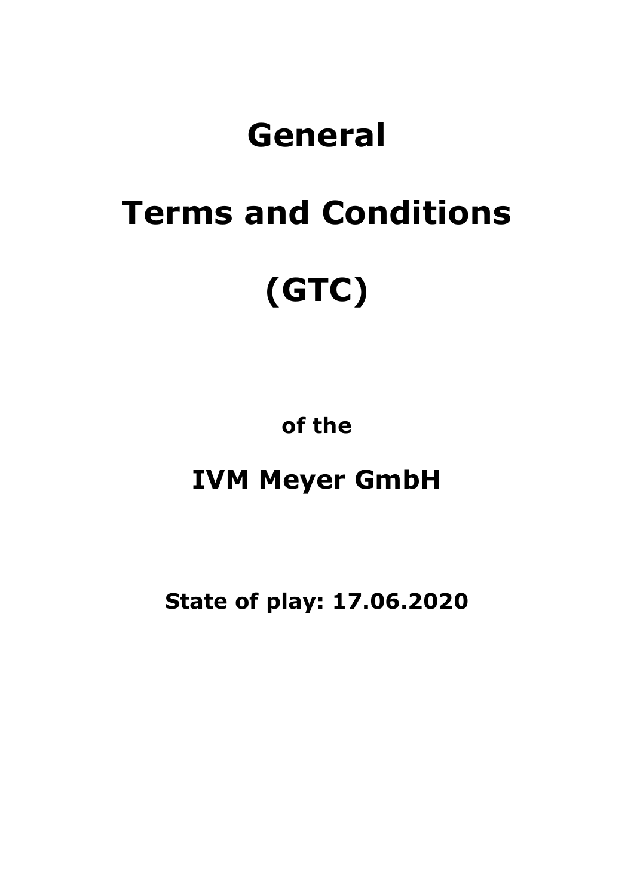# General

# Terms and Conditions

# (GTC)

**of the**

## IVM Meyer GmbH

**State of play: 17.06.2020**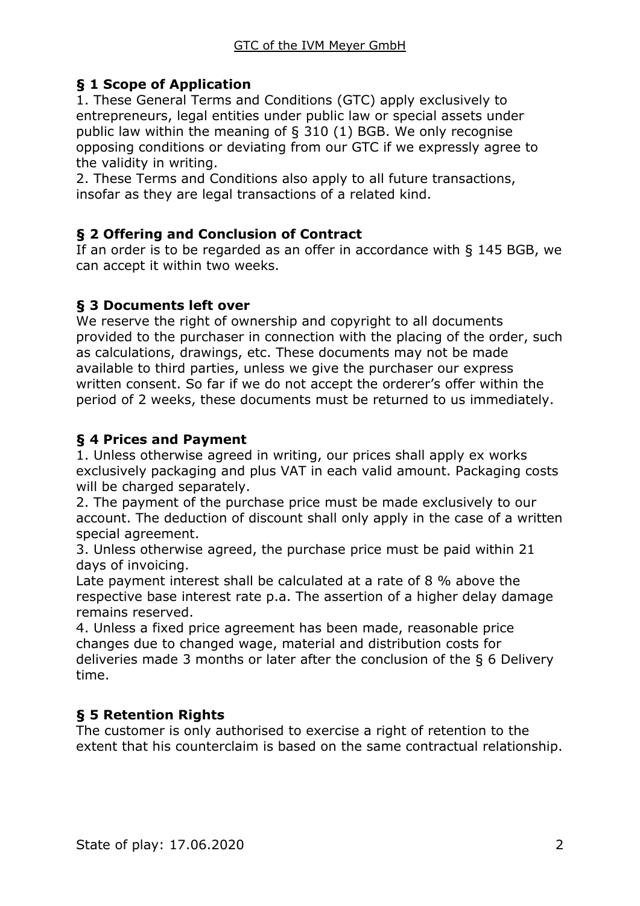## § 1 Scope of Application

1. These General Terms and Conditions (GTC) apply exclusively to entrepreneurs, legal entities under public law or special assets under public law within the meaning of § 310 (1) BGB. We only recognise opposing conditions or deviating from our GTC if we expressly agree to the validity in writing.
2. These Terms and Conditions also apply to all future transactions, insofar as they are legal transactions of a related kind.

## § 2 Offering and Conclusion of Contract

If an order is to be regarded as an offer in accordance with § 145 BGB, we can accept it within two weeks.

## § 3 Documents left over

We reserve the right of ownership and copyright to all documents provided to the purchaser in connection with the placing of the order, such as calculations, drawings, etc. These documents may not be made available to third parties, unless we give the purchaser our express written consent. So far if we do not accept the orderer's offer within the period of 2 weeks, these documents must be returned to us immediately.

## § 4 Prices and Payment

1. Unless otherwise agreed in writing, our prices shall apply ex works exclusively packaging and plus VAT in each valid amount. Packaging costs will be charged separately.
2. The payment of the purchase price must be made exclusively to our account. The deduction of discount shall only apply in the case of a written special agreement.
3. Unless otherwise agreed, the purchase price must be paid within 21 days of invoicing.
Late payment interest shall be calculated at a rate of 8 % above the respective base interest rate p.a. The assertion of a higher delay damage remains reserved.
4. Unless a fixed price agreement has been made, reasonable price changes due to changed wage, material and distribution costs for deliveries made 3 months or later after the conclusion of the § 6 Delivery time.

## § 5 Retention Rights

The customer is only authorised to exercise a right of retention to the extent that his counterclaim is based on the same contractual relationship.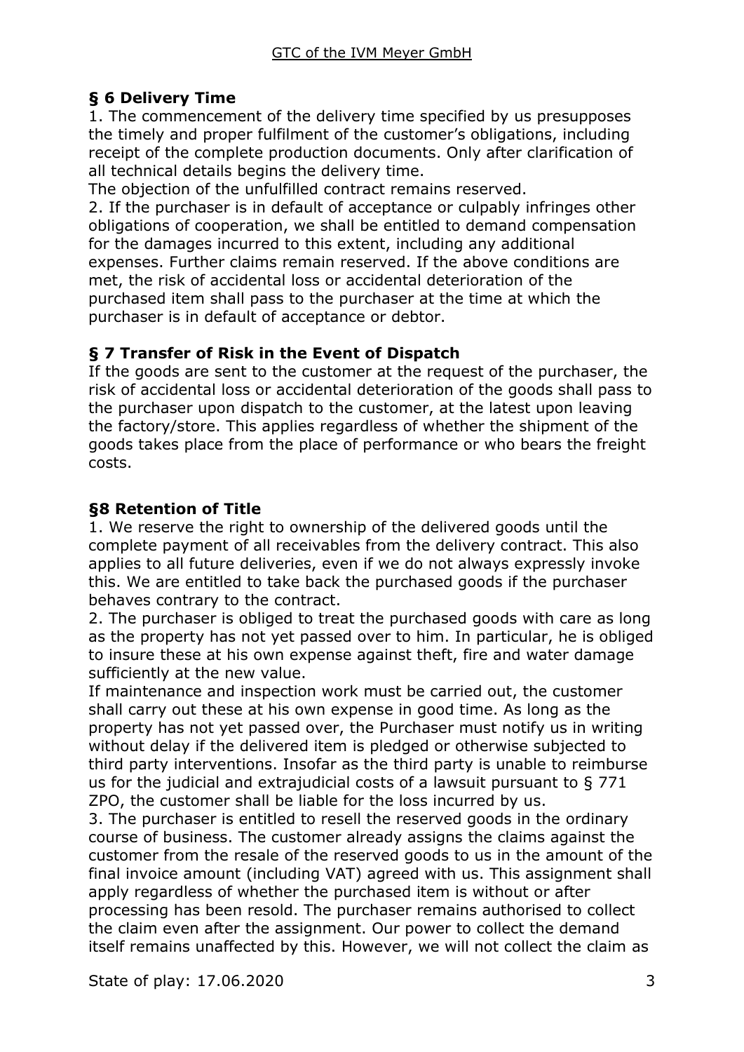## § 6 Delivery Time

1. The commencement of the delivery time specified by us presupposes the timely and proper fulfilment of the customer's obligations, including receipt of the complete production documents. Only after clarification of all technical details begins the delivery time.
The objection of the unfulfilled contract remains reserved.
2. If the purchaser is in default of acceptance or culpably infringes other obligations of cooperation, we shall be entitled to demand compensation for the damages incurred to this extent, including any additional expenses. Further claims remain reserved. If the above conditions are met, the risk of accidental loss or accidental deterioration of the purchased item shall pass to the purchaser at the time at which the purchaser is in default of acceptance or debtor.

## § 7 Transfer of Risk in the Event of Dispatch

If the goods are sent to the customer at the request of the purchaser, the risk of accidental loss or accidental deterioration of the goods shall pass to the purchaser upon dispatch to the customer, at the latest upon leaving the factory/store. This applies regardless of whether the shipment of the goods takes place from the place of performance or who bears the freight costs.

## §8 Retention of Title

1. We reserve the right to ownership of the delivered goods until the complete payment of all receivables from the delivery contract. This also applies to all future deliveries, even if we do not always expressly invoke this. We are entitled to take back the purchased goods if the purchaser behaves contrary to the contract.
2. The purchaser is obliged to treat the purchased goods with care as long as the property has not yet passed over to him. In particular, he is obliged to insure these at his own expense against theft, fire and water damage sufficiently at the new value.
If maintenance and inspection work must be carried out, the customer shall carry out these at his own expense in good time. As long as the property has not yet passed over, the Purchaser must notify us in writing without delay if the delivered item is pledged or otherwise subjected to third party interventions. Insofar as the third party is unable to reimburse us for the judicial and extrajudicial costs of a lawsuit pursuant to § 771 ZPO, the customer shall be liable for the loss incurred by us.
3. The purchaser is entitled to resell the reserved goods in the ordinary course of business. The customer already assigns the claims against the customer from the resale of the reserved goods to us in the amount of the final invoice amount (including VAT) agreed with us. This assignment shall apply regardless of whether the purchased item is without or after processing has been resold. The purchaser remains authorised to collect the claim even after the assignment. Our power to collect the demand itself remains unaffected by this. However, we will not collect the claim as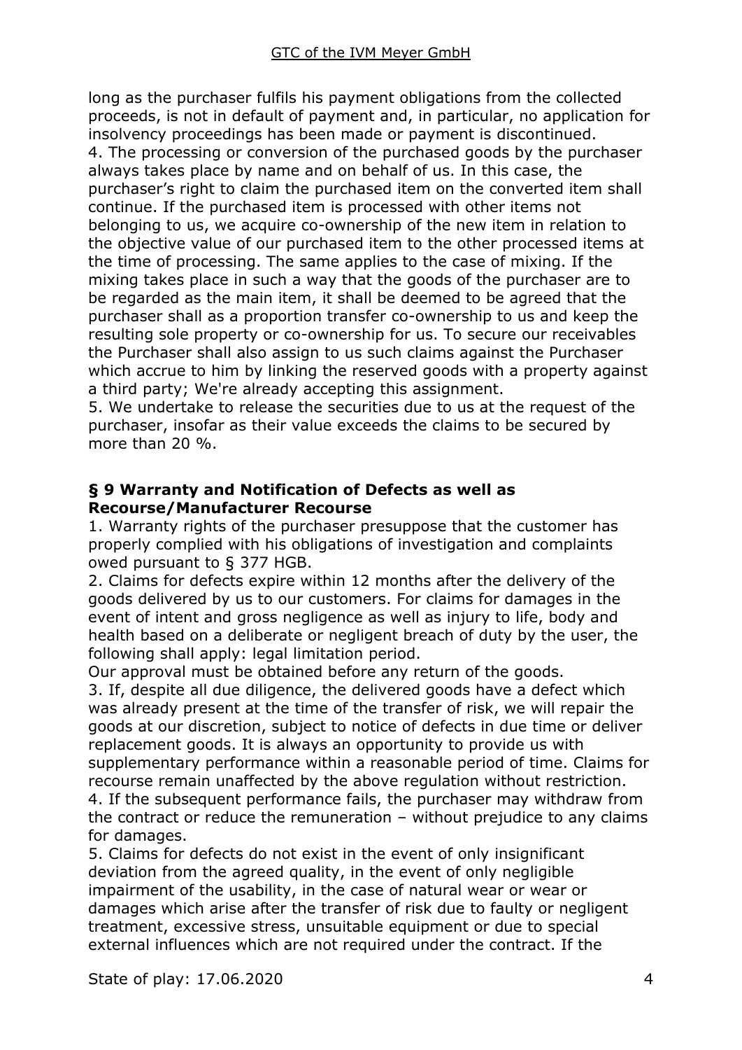long as the purchaser fulfils his payment obligations from the collected proceeds, is not in default of payment and, in particular, no application for insolvency proceedings has been made or payment is discontinued.

4. The processing or conversion of the purchased goods by the purchaser always takes place by name and on behalf of us. In this case, the purchaser's right to claim the purchased item on the converted item shall continue. If the purchased item is processed with other items not belonging to us, we acquire co-ownership of the new item in relation to the objective value of our purchased item to the other processed items at the time of processing. The same applies to the case of mixing. If the mixing takes place in such a way that the goods of the purchaser are to be regarded as the main item, it shall be deemed to be agreed that the purchaser shall as a proportion transfer co-ownership to us and keep the resulting sole property or co-ownership for us. To secure our receivables the Purchaser shall also assign to us such claims against the Purchaser which accrue to him by linking the reserved goods with a property against a third party; We're already accepting this assignment.

5. We undertake to release the securities due to us at the request of the purchaser, insofar as their value exceeds the claims to be secured by more than 20 %.

## § 9 Warranty and Notification of Defects as well as Recourse/Manufacturer Recourse

1. Warranty rights of the purchaser presuppose that the customer has properly complied with his obligations of investigation and complaints owed pursuant to § 377 HGB.

2. Claims for defects expire within 12 months after the delivery of the goods delivered by us to our customers. For claims for damages in the event of intent and gross negligence as well as injury to life, body and health based on a deliberate or negligent breach of duty by the user, the following shall apply: legal limitation period.

Our approval must be obtained before any return of the goods.

3. If, despite all due diligence, the delivered goods have a defect which was already present at the time of the transfer of risk, we will repair the goods at our discretion, subject to notice of defects in due time or deliver replacement goods. It is always an opportunity to provide us with supplementary performance within a reasonable period of time. Claims for recourse remain unaffected by the above regulation without restriction.

4. If the subsequent performance fails, the purchaser may withdraw from the contract or reduce the remuneration – without prejudice to any claims for damages.

5. Claims for defects do not exist in the event of only insignificant deviation from the agreed quality, in the event of only negligible impairment of the usability, in the case of natural wear or wear or damages which arise after the transfer of risk due to faulty or negligent treatment, excessive stress, unsuitable equipment or due to special external influences which are not required under the contract. If the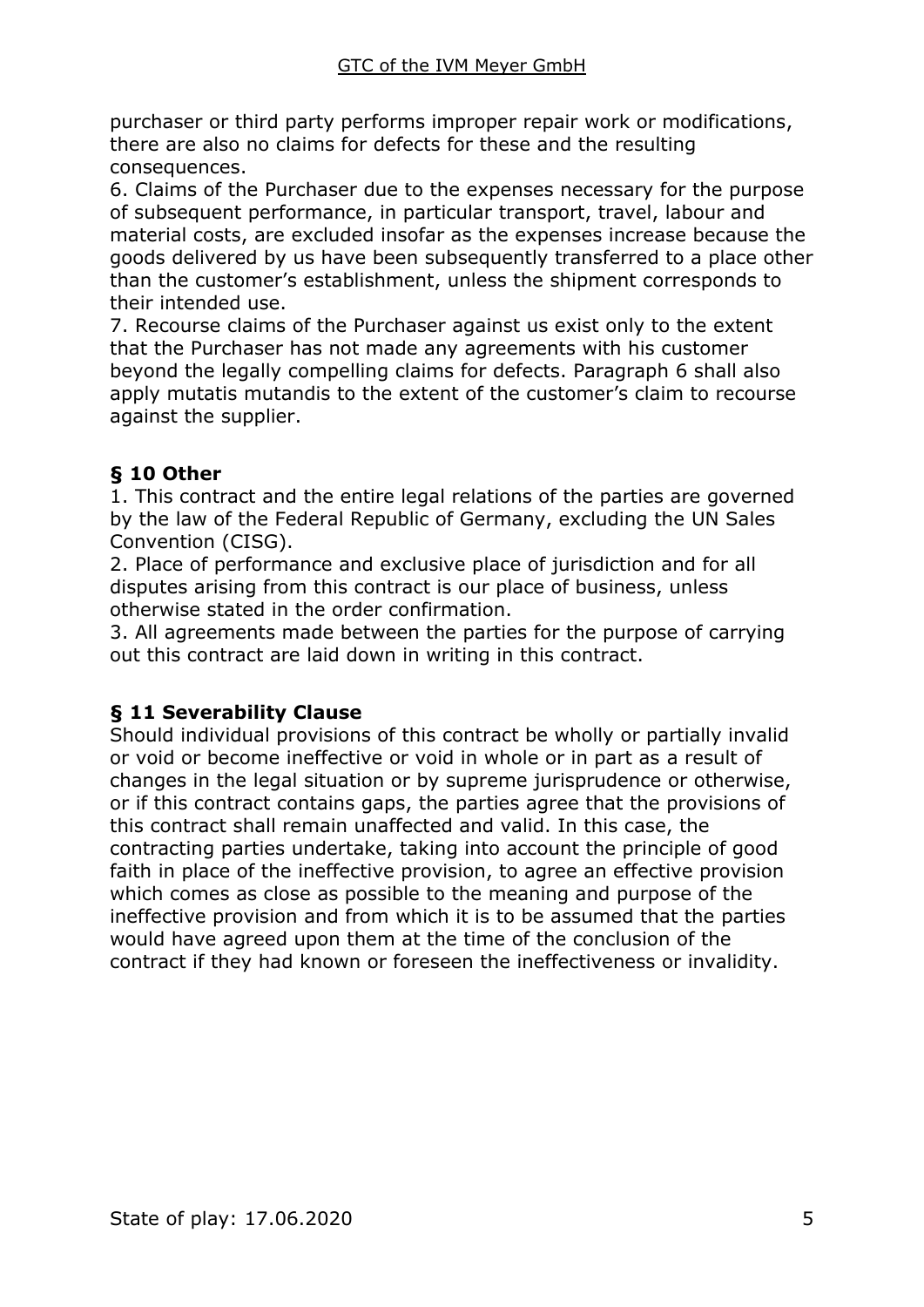purchaser or third party performs improper repair work or modifications, there are also no claims for defects for these and the resulting consequences.

6. Claims of the Purchaser due to the expenses necessary for the purpose of subsequent performance, in particular transport, travel, labour and material costs, are excluded insofar as the expenses increase because the goods delivered by us have been subsequently transferred to a place other than the customer's establishment, unless the shipment corresponds to their intended use.

7. Recourse claims of the Purchaser against us exist only to the extent that the Purchaser has not made any agreements with his customer beyond the legally compelling claims for defects. Paragraph 6 shall also apply mutatis mutandis to the extent of the customer's claim to recourse against the supplier.

## § 10 Other

1. This contract and the entire legal relations of the parties are governed by the law of the Federal Republic of Germany, excluding the UN Sales Convention (CISG).
2. Place of performance and exclusive place of jurisdiction and for all disputes arising from this contract is our place of business, unless otherwise stated in the order confirmation.
3. All agreements made between the parties for the purpose of carrying out this contract are laid down in writing in this contract.

## § 11 Severability Clause

Should individual provisions of this contract be wholly or partially invalid or void or become ineffective or void in whole or in part as a result of changes in the legal situation or by supreme jurisprudence or otherwise, or if this contract contains gaps, the parties agree that the provisions of this contract shall remain unaffected and valid. In this case, the contracting parties undertake, taking into account the principle of good faith in place of the ineffective provision, to agree an effective provision which comes as close as possible to the meaning and purpose of the ineffective provision and from which it is to be assumed that the parties would have agreed upon them at the time of the conclusion of the contract if they had known or foreseen the ineffectiveness or invalidity.